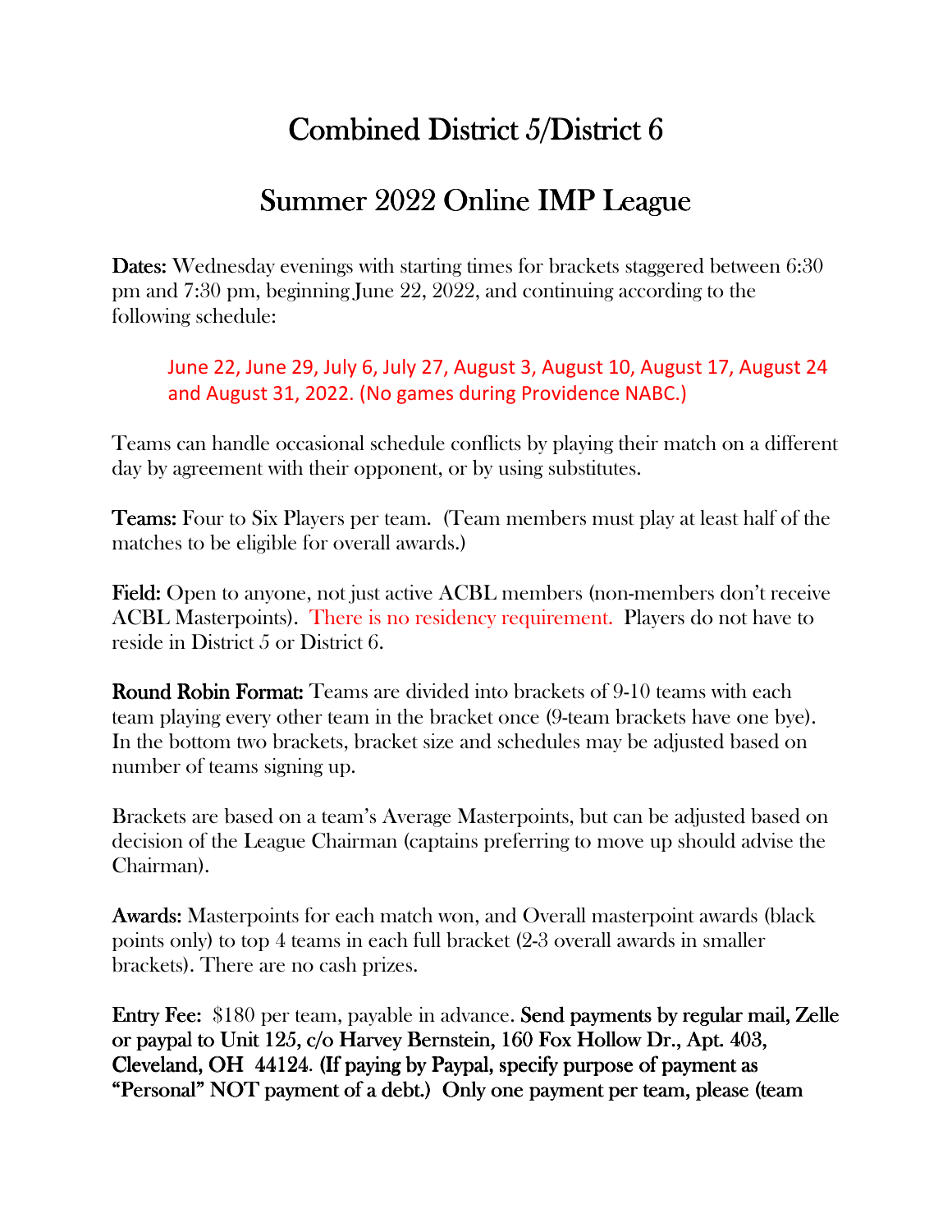# Combined District 5/District 6

## Summer 2022 Online IMP League

**Dates:** Wednesday evenings with starting times for brackets staggered between 6:30 pm and 7:30 pm, beginning June 22, 2022, and continuing according to the following schedule:

> June 22, June 29, July 6, July 27, August 3, August 10, August 17, August 24 and August 31, 2022. (No games during Providence NABC.)

Teams can handle occasional schedule conflicts by playing their match on a different day by agreement with their opponent, or by using substitutes.

**Teams:** Four to Six Players per team. (Team members must play at least half of the matches to be eligible for overall awards.)

**Field:** Open to anyone, not just active ACBL members (non-members don't receive ACBL Masterpoints). There is no residency requirement. Players do not have to reside in District 5 or District 6.

**Round Robin Format:** Teams are divided into brackets of 9-10 teams with each team playing every other team in the bracket once (9-team brackets have one bye). In the bottom two brackets, bracket size and schedules may be adjusted based on number of teams signing up.

Brackets are based on a team's Average Masterpoints, but can be adjusted based on decision of the League Chairman (captains preferring to move up should advise the Chairman).

**Awards:** Masterpoints for each match won, and Overall masterpoint awards (black points only) to top 4 teams in each full bracket (2-3 overall awards in smaller brackets). There are no cash prizes.

**Entry Fee:** $180 per team, payable in advance. **Send payments by regular mail, Zelle or paypal to Unit 125, c/o Harvey Bernstein, 160 Fox Hollow Dr., Apt. 403, Cleveland, OH 44124. (If paying by Paypal, specify purpose of payment as "Personal" NOT payment of a debt.) Only one payment per team, please (team**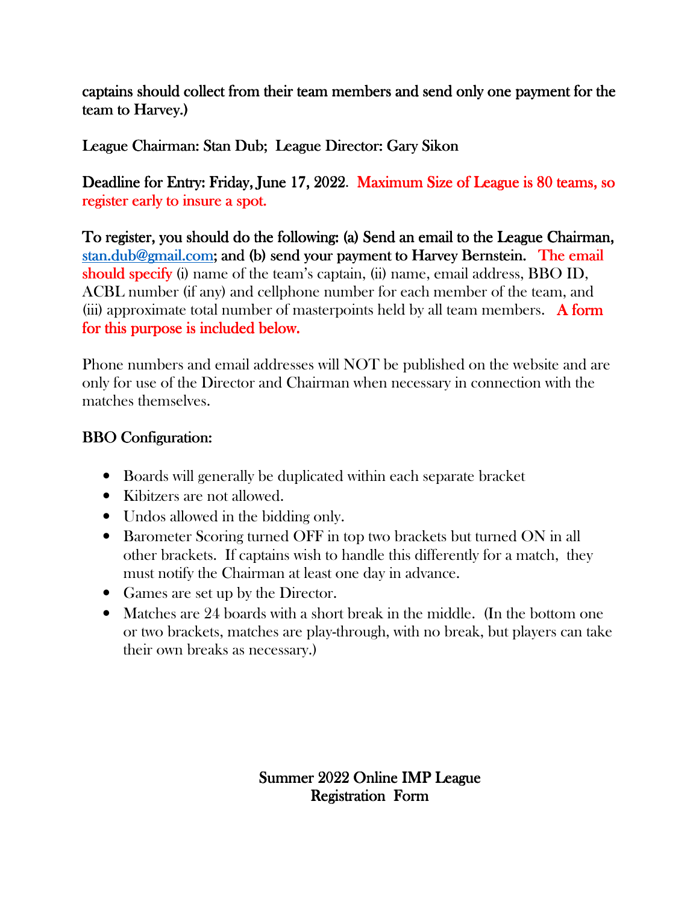captions should collect from their team members and send only one payment for the team to Harvey.)

League Chairman: Stan Dub; League Director: Gary Sikon

**Deadline for Entry: Friday, June 17, 2022**. **Maximum Size of League is 80 teams, so register early to insure a spot.**

**To register, you should do the following: (a) Send an email to the League Chairman, [stan.dub@gmail.com](mailto:stan.dub@gmail.com); and (b) send your payment to Harvey Bernstein.** The email should specify (i) name of the team's captain, (ii) name, email address, BBO ID, ACBL number (if any) and cellphone number for each member of the team, and (iii) approximate total number of masterpoints held by all team members. **A form for this purpose is included below.**

Phone numbers and email addresses will NOT be published on the website and are only for use of the Director and Chairman when necessary in connection with the matches themselves.

## BBO Configuration:

- Boards will generally be duplicated within each separate bracket
- Kibitzers are not allowed.
- Undos allowed in the bidding only.
- Barometer Scoring turned OFF in top two brackets but turned ON in all other brackets. If captains wish to handle this differently for a match, they must notify the Chairman at least one day in advance.
- Games are set up by the Director.
- Matches are 24 boards with a short break in the middle. (In the bottom one or two brackets, matches are play-through, with no break, but players can take their own breaks as necessary.)

## Summer 2022 Online IMP League Registration Form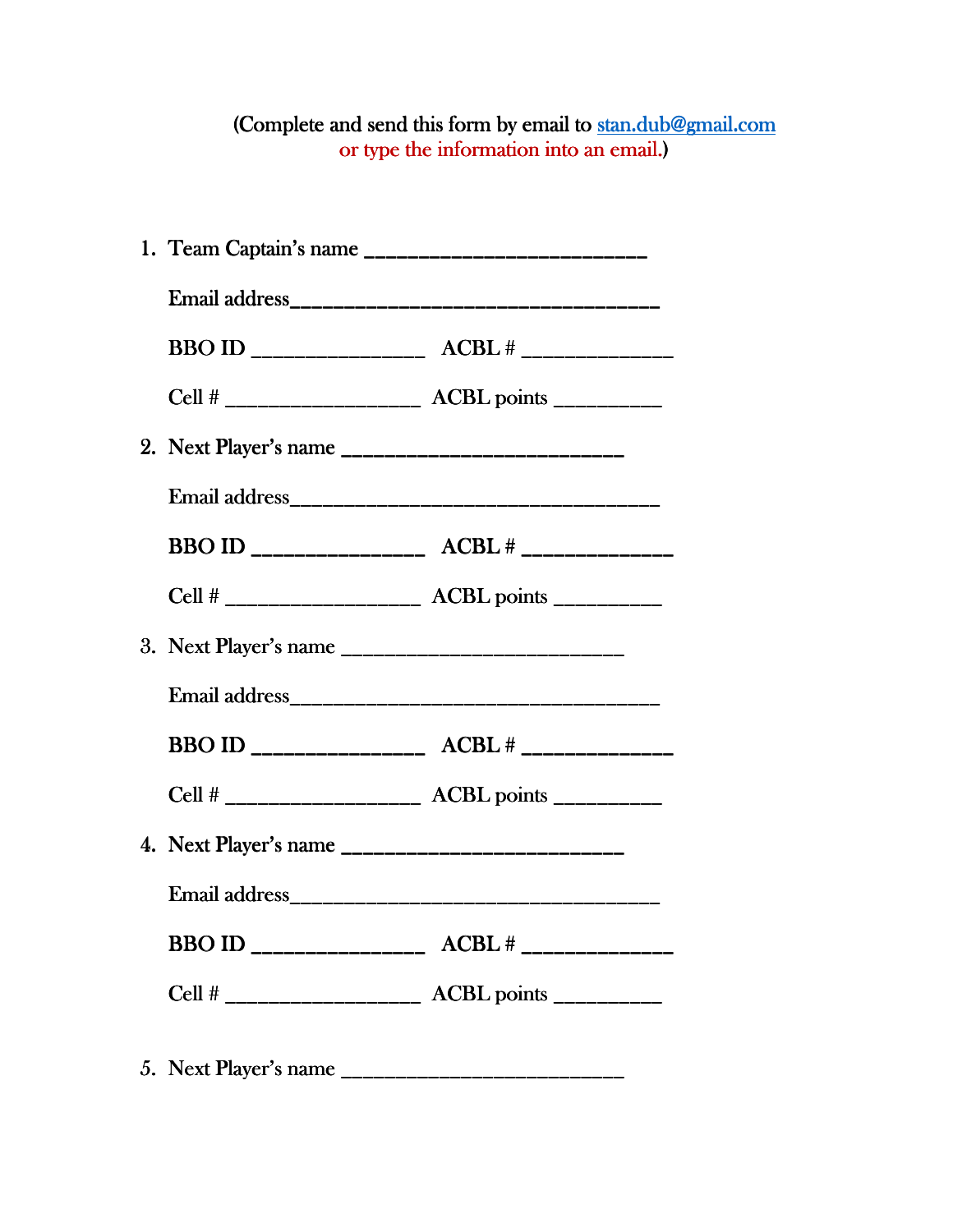(Complete and send this form by email to stan.dub@gmail.com
or type the information into an email.)

1. Team Captain's name ___________________________

   Email address___________________________________

   BBO ID ________________ ACBL # ______________

   Cell # __________________ ACBL points __________

2. Next Player's name ___________________________

   Email address___________________________________

   BBO ID ________________ ACBL # ______________

   Cell # __________________ ACBL points __________

3. Next Player's name ___________________________

   Email address___________________________________

   BBO ID ________________ ACBL # ______________

   Cell # __________________ ACBL points __________

4. Next Player's name ___________________________

   Email address___________________________________

   BBO ID ________________ ACBL # ______________

   Cell # __________________ ACBL points __________

5. Next Player's name ___________________________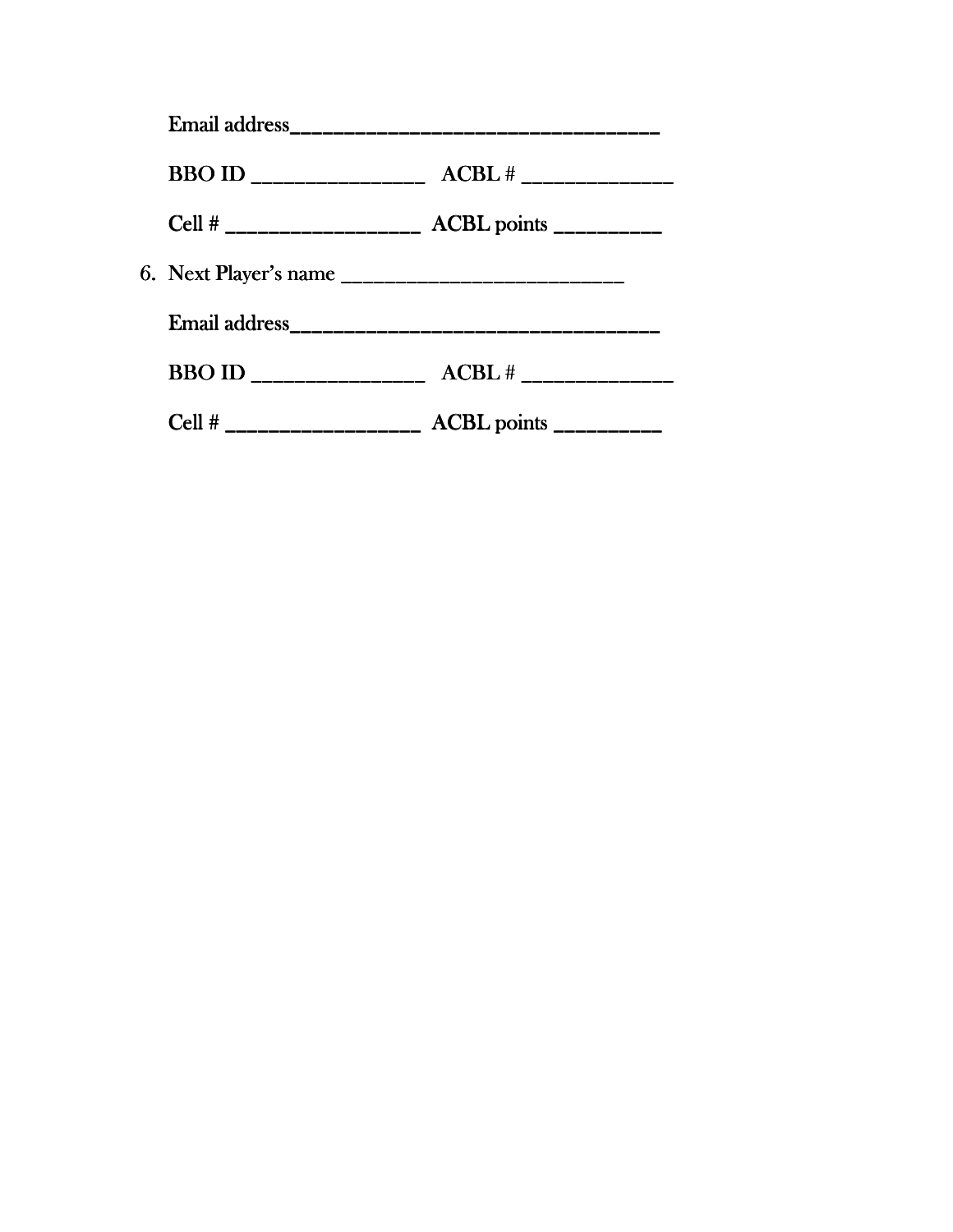Email address________________________________________

BBO ID _________________   ACBL # _______________

Cell # ____________________  ACBL points ___________

6. Next Player's name _____________________________

   Email address________________________________________

   BBO ID _________________   ACBL # _______________

   Cell # ____________________  ACBL points ___________